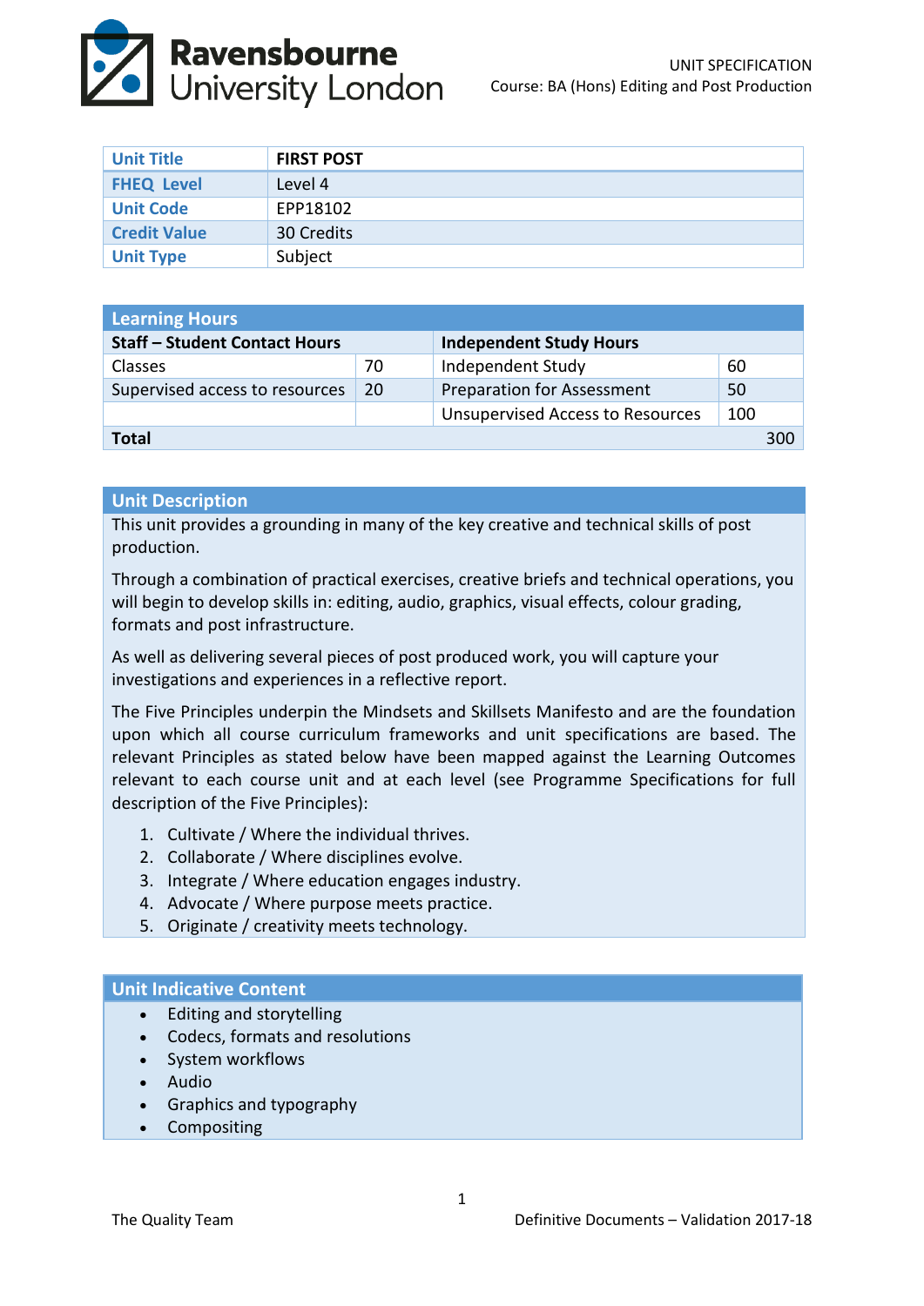Ravensbourne University London

UNIT SPECIFICATION
Course: BA (Hons) Editing and Post Production

| Unit Title | FIRST POST |
|---|---|
| FHEQ Level | Level 4 |
| Unit Code | EPP18102 |
| Credit Value | 30 Credits |
| Unit Type | Subject |

| Learning Hours | | | |
|---|---|---|---|
| **Staff – Student Contact Hours** | | **Independent Study Hours** | |
| Classes | 70 | Independent Study | 60 |
| Supervised access to resources | 20 | Preparation for Assessment | 50 |
| | | Unsupervised Access to Resources | 100 |
| **Total** | | | 300 |

## Unit Description

This unit provides a grounding in many of the key creative and technical skills of post production.

Through a combination of practical exercises, creative briefs and technical operations, you will begin to develop skills in: editing, audio, graphics, visual effects, colour grading, formats and post infrastructure.

As well as delivering several pieces of post produced work, you will capture your investigations and experiences in a reflective report.

The Five Principles underpin the Mindsets and Skillsets Manifesto and are the foundation upon which all course curriculum frameworks and unit specifications are based. The relevant Principles as stated below have been mapped against the Learning Outcomes relevant to each course unit and at each level (see Programme Specifications for full description of the Five Principles):

1. Cultivate / Where the individual thrives.
2. Collaborate / Where disciplines evolve.
3. Integrate / Where education engages industry.
4. Advocate / Where purpose meets practice.
5. Originate / creativity meets technology.

## Unit Indicative Content

- Editing and storytelling
- Codecs, formats and resolutions
- System workflows
- Audio
- Graphics and typography
- Compositing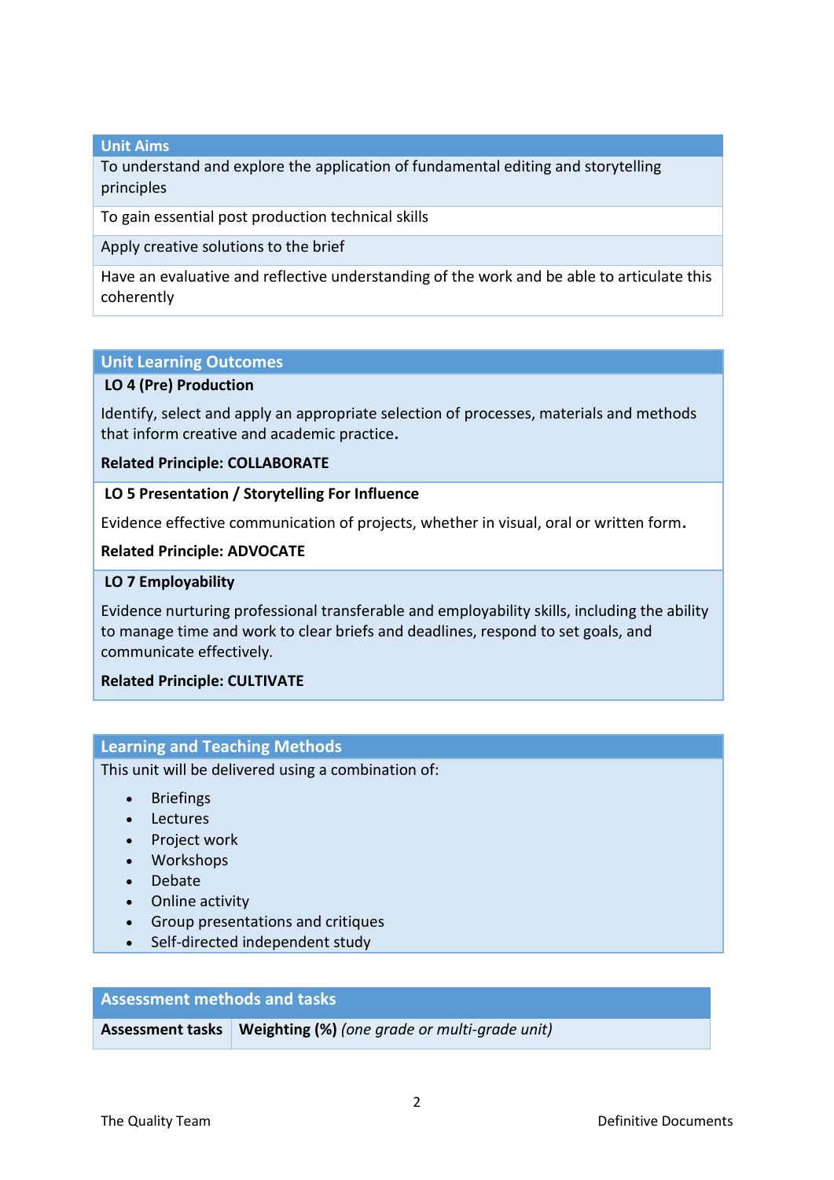| Unit Aims |
|---|
| To understand and explore the application of fundamental editing and storytelling principles |
| To gain essential post production technical skills |
| Apply creative solutions to the brief |
| Have an evaluative and reflective understanding of the work and be able to articulate this coherently |

## Unit Learning Outcomes

**LO 4 (Pre) Production**

Identify, select and apply an appropriate selection of processes, materials and methods that inform creative and academic practice**.**

**Related Principle: COLLABORATE**

**LO 5 Presentation / Storytelling For Influence**

Evidence effective communication of projects, whether in visual, oral or written form**.**

**Related Principle: ADVOCATE**

**LO 7 Employability**

Evidence nurturing professional transferable and employability skills, including the ability to manage time and work to clear briefs and deadlines, respond to set goals, and communicate effectively.

**Related Principle: CULTIVATE**

## Learning and Teaching Methods

This unit will be delivered using a combination of:

- Briefings
- Lectures
- Project work
- Workshops
- Debate
- Online activity
- Group presentations and critiques
- Self-directed independent study

## Assessment methods and tasks

| Assessment tasks | Weighting (%) *(one grade or multi-grade unit)* |
|---|---|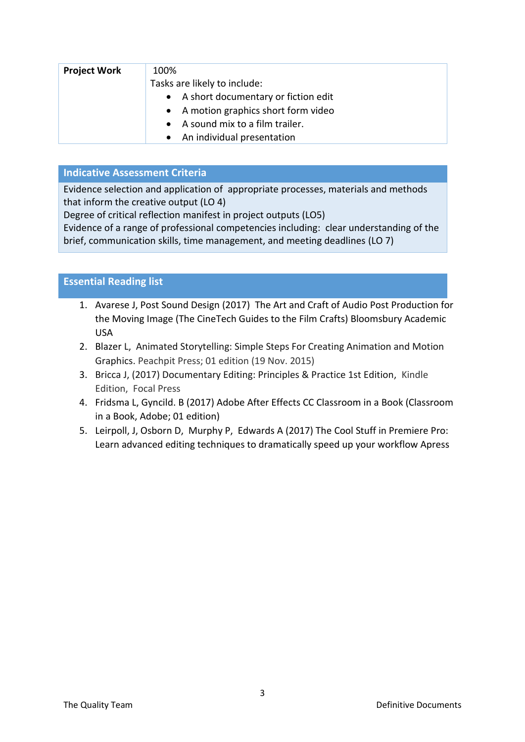| | |
|---|---|
| **Project Work** | 100%<br>Tasks are likely to include:<br>• A short documentary or fiction edit<br>• A motion graphics short form video<br>• A sound mix to a film trailer.<br>• An individual presentation |

## Indicative Assessment Criteria

Evidence selection and application of appropriate processes, materials and methods that inform the creative output (LO 4)
Degree of critical reflection manifest in project outputs (LO5)
Evidence of a range of professional competencies including: clear understanding of the brief, communication skills, time management, and meeting deadlines (LO 7)

## Essential Reading list

1. Avarese J, Post Sound Design (2017) The Art and Craft of Audio Post Production for the Moving Image (The CineTech Guides to the Film Crafts) Bloomsbury Academic USA
2. Blazer L, Animated Storytelling: Simple Steps For Creating Animation and Motion Graphics. Peachpit Press; 01 edition (19 Nov. 2015)
3. Bricca J, (2017) Documentary Editing: Principles & Practice 1st Edition, Kindle Edition, Focal Press
4. Fridsma L, Gyncild. B (2017) Adobe After Effects CC Classroom in a Book (Classroom in a Book, Adobe; 01 edition)
5. Leirpoll, J, Osborn D, Murphy P, Edwards A (2017) The Cool Stuff in Premiere Pro: Learn advanced editing techniques to dramatically speed up your workflow Apress